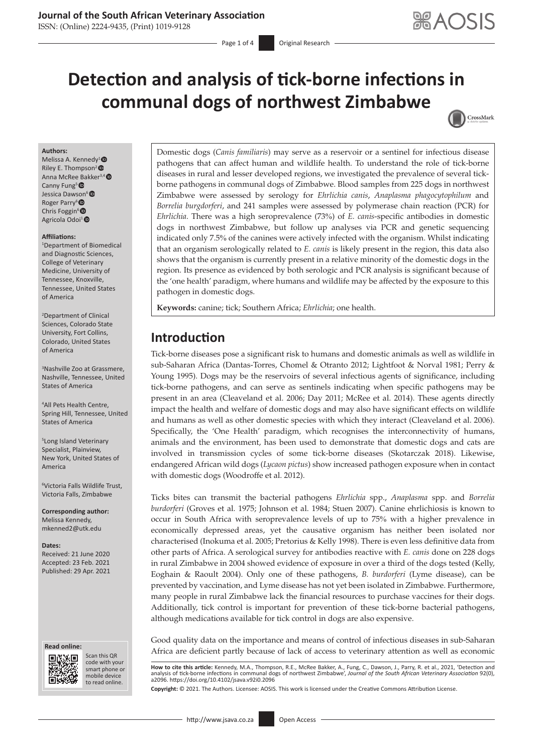# Detection and analysis of tick-borne infections in communal dogs of northwest Zimbabwe

**Authors:**
Melissa A. Kennedy[1]
Riley E. Thompson[2]
Anna McRee Bakker[3,4]
Canny Fung[5]
Jessica Dawson[6]
Roger Parry[6]
Chris Foggin[6]
Agricola Odoi[1]

**Affiliations:**
[1]Department of Biomedical and Diagnostic Sciences, College of Veterinary Medicine, University of Tennessee, Knoxville, Tennessee, United States of America

[2]Department of Clinical Sciences, Colorado State University, Fort Collins, Colorado, United States of America

[3]Nashville Zoo at Grassmere, Nashville, Tennessee, United States of America

[4]All Pets Health Centre, Spring Hill, Tennessee, United States of America

[5]Long Island Veterinary Specialist, Plainview, New York, United States of America

[6]Victoria Falls Wildlife Trust, Victoria Falls, Zimbabwe

**Corresponding author:**
Melissa Kennedy,
mkenned2@utk.edu

**Dates:**
Received: 21 June 2020
Accepted: 23 Feb. 2021
Published: 29 Apr. 2021

Domestic dogs (*Canis familiaris*) may serve as a reservoir or a sentinel for infectious disease pathogens that can affect human and wildlife health. To understand the role of tick-borne diseases in rural and lesser developed regions, we investigated the prevalence of several tick-borne pathogens in communal dogs of Zimbabwe. Blood samples from 225 dogs in northwest Zimbabwe were assessed by serology for *Ehrlichia canis*, *Anaplasma phagocytophilum* and *Borrelia burgdorferi*, and 241 samples were assessed by polymerase chain reaction (PCR) for *Ehrlichia*. There was a high seroprevalence (73%) of *E. canis*-specific antibodies in domestic dogs in northwest Zimbabwe, but follow up analyses via PCR and genetic sequencing indicated only 7.5% of the canines were actively infected with the organism. Whilst indicating that an organism serologically related to *E. canis* is likely present in the region, this data also shows that the organism is currently present in a relative minority of the domestic dogs in the region. Its presence as evidenced by both serologic and PCR analysis is significant because of the 'one health' paradigm, where humans and wildlife may be affected by the exposure to this pathogen in domestic dogs.

**Keywords:** canine; tick; Southern Africa; *Ehrlichia*; one health.

## Introduction

Tick-borne diseases pose a significant risk to humans and domestic animals as well as wildlife in sub-Saharan Africa (Dantas-Torres, Chomel & Otranto 2012; Lightfoot & Norval 1981; Perry & Young 1995). Dogs may be the reservoirs of several infectious agents of significance, including tick-borne pathogens, and can serve as sentinels indicating when specific pathogens may be present in an area (Cleaveland et al. 2006; Day 2011; McRee et al. 2014). These agents directly impact the health and welfare of domestic dogs and may also have significant effects on wildlife and humans as well as other domestic species with which they interact (Cleaveland et al. 2006). Specifically, the 'One Health' paradigm, which recognises the interconnectivity of humans, animals and the environment, has been used to demonstrate that domestic dogs and cats are involved in transmission cycles of some tick-borne diseases (Skotarczak 2018). Likewise, endangered African wild dogs (*Lycaon pictus*) show increased pathogen exposure when in contact with domestic dogs (Woodroffe et al. 2012).

Ticks bites can transmit the bacterial pathogens *Ehrlichia* spp., *Anaplasma* spp. and *Borrelia burdorferi* (Groves et al. 1975; Johnson et al. 1984; Stuen 2007). Canine ehrlichiosis is known to occur in South Africa with seroprevalence levels of up to 75% with a higher prevalence in economically depressed areas, yet the causative organism has neither been isolated nor characterised (Inokuma et al. 2005; Pretorius & Kelly 1998). There is even less definitive data from other parts of Africa. A serological survey for antibodies reactive with *E. canis* done on 228 dogs in rural Zimbabwe in 2004 showed evidence of exposure in over a third of the dogs tested (Kelly, Eoghain & Raoult 2004). Only one of these pathogens, *B. burdorferi* (Lyme disease), can be prevented by vaccination, and Lyme disease has not yet been isolated in Zimbabwe. Furthermore, many people in rural Zimbabwe lack the financial resources to purchase vaccines for their dogs. Additionally, tick control is important for prevention of these tick-borne bacterial pathogens, although medications available for tick control in dogs are also expensive.

Good quality data on the importance and means of control of infectious diseases in sub-Saharan Africa are deficient partly because of lack of access to veterinary attention as well as economic

**How to cite this article:** Kennedy, M.A., Thompson, R.E., McRee Bakker, A., Fung, C., Dawson, J., Parry, R. et al., 2021, 'Detection and analysis of tick-borne infections in communal dogs of northwest Zimbabwe', *Journal of the South African Veterinary Association* 92(0), a2096. https://doi.org/10.4102/jsava.v92i0.2096

**Copyright:** © 2021. The Authors. Licensee: AOSIS. This work is licensed under the Creative Commons Attribution License.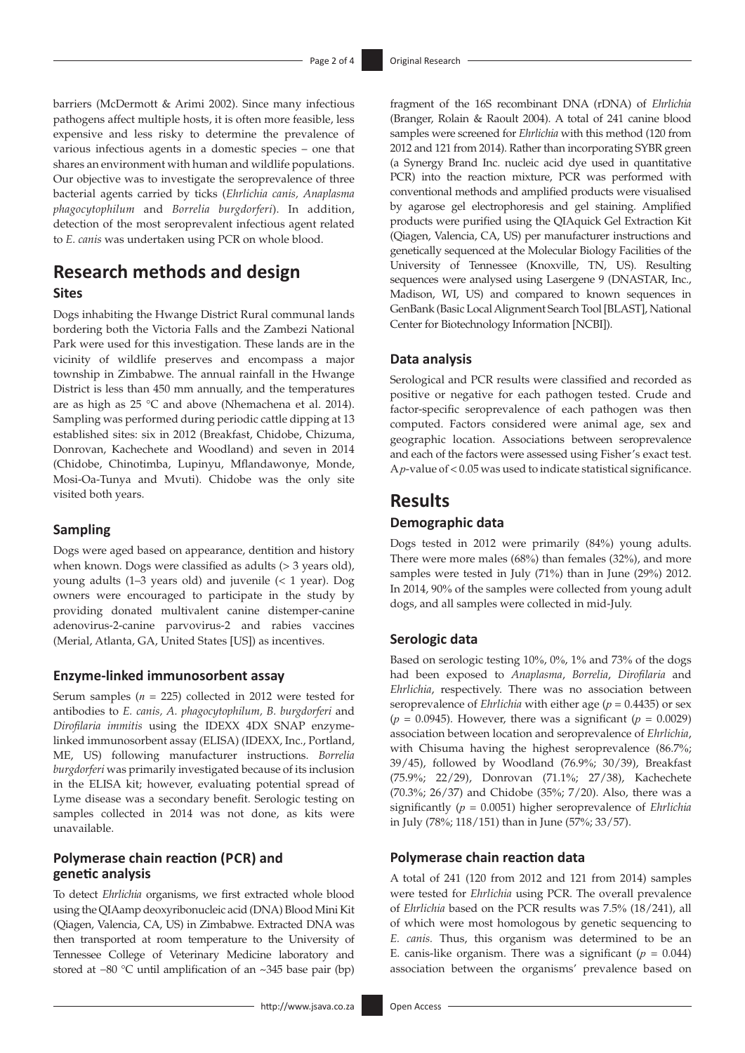barriers (McDermott & Arimi 2002). Since many infectious pathogens affect multiple hosts, it is often more feasible, less expensive and less risky to determine the prevalence of various infectious agents in a domestic species – one that shares an environment with human and wildlife populations. Our objective was to investigate the seroprevalence of three bacterial agents carried by ticks (*Ehrlichia canis*, *Anaplasma phagocytophilum* and *Borrelia burgdorferi*). In addition, detection of the most seroprevalent infectious agent related to *E. canis* was undertaken using PCR on whole blood.

## Research methods and design

### Sites

Dogs inhabiting the Hwange District Rural communal lands bordering both the Victoria Falls and the Zambezi National Park were used for this investigation. These lands are in the vicinity of wildlife preserves and encompass a major township in Zimbabwe. The annual rainfall in the Hwange District is less than 450 mm annually, and the temperatures are as high as 25 °C and above (Nhemachena et al. 2014). Sampling was performed during periodic cattle dipping at 13 established sites: six in 2012 (Breakfast, Chidobe, Chizuma, Donrovan, Kachechete and Woodland) and seven in 2014 (Chidobe, Chinotimba, Lupinyu, Mflandawonye, Monde, Mosi-Oa-Tunya and Mvuti). Chidobe was the only site visited both years.

### Sampling

Dogs were aged based on appearance, dentition and history when known. Dogs were classified as adults (> 3 years old), young adults (1–3 years old) and juvenile (< 1 year). Dog owners were encouraged to participate in the study by providing donated multivalent canine distemper-canine adenovirus-2-canine parvovirus-2 and rabies vaccines (Merial, Atlanta, GA, United States [US]) as incentives.

### Enzyme-linked immunosorbent assay

Serum samples ($n$ = 225) collected in 2012 were tested for antibodies to *E. canis, A. phagocytophilum, B. burgdorferi* and *Dirofilaria immitis* using the IDEXX 4DX SNAP enzyme-linked immunosorbent assay (ELISA) (IDEXX, Inc., Portland, ME, US) following manufacturer instructions. *Borrelia burgdorferi* was primarily investigated because of its inclusion in the ELISA kit; however, evaluating potential spread of Lyme disease was a secondary benefit. Serologic testing on samples collected in 2014 was not done, as kits were unavailable.

### Polymerase chain reaction (PCR) and genetic analysis

To detect *Ehrlichia* organisms, we first extracted whole blood using the QIAamp deoxyribonucleic acid (DNA) Blood Mini Kit (Qiagen, Valencia, CA, US) in Zimbabwe. Extracted DNA was then transported at room temperature to the University of Tennessee College of Veterinary Medicine laboratory and stored at −80 °C until amplification of an ~345 base pair (bp) fragment of the 16S recombinant DNA (rDNA) of *Ehrlichia* (Branger, Rolain & Raoult 2004). A total of 241 canine blood samples were screened for *Ehrlichia* with this method (120 from 2012 and 121 from 2014). Rather than incorporating SYBR green (a Synergy Brand Inc. nucleic acid dye used in quantitative PCR) into the reaction mixture, PCR was performed with conventional methods and amplified products were visualised by agarose gel electrophoresis and gel staining. Amplified products were purified using the QIAquick Gel Extraction Kit (Qiagen, Valencia, CA, US) per manufacturer instructions and genetically sequenced at the Molecular Biology Facilities of the University of Tennessee (Knoxville, TN, US). Resulting sequences were analysed using Lasergene 9 (DNASTAR, Inc., Madison, WI, US) and compared to known sequences in GenBank (Basic Local Alignment Search Tool [BLAST], National Center for Biotechnology Information [NCBI]).

### Data analysis

Serological and PCR results were classified and recorded as positive or negative for each pathogen tested. Crude and factor-specific seroprevalence of each pathogen was then computed. Factors considered were animal age, sex and geographic location. Associations between seroprevalence and each of the factors were assessed using Fisher's exact test. A $p$-value of < 0.05 was used to indicate statistical significance.

## Results

### Demographic data

Dogs tested in 2012 were primarily (84%) young adults. There were more males (68%) than females (32%), and more samples were tested in July (71%) than in June (29%) 2012. In 2014, 90% of the samples were collected from young adult dogs, and all samples were collected in mid-July.

### Serologic data

Based on serologic testing 10%, 0%, 1% and 73% of the dogs had been exposed to *Anaplasma*, *Borrelia*, *Dirofilaria* and *Ehrlichia*, respectively. There was no association between seroprevalence of *Ehrlichia* with either age ($p$ = 0.4435) or sex ($p$ = 0.0945). However, there was a significant ($p$ = 0.0029) association between location and seroprevalence of *Ehrlichia*, with Chisuma having the highest seroprevalence (86.7%; 39/45), followed by Woodland (76.9%; 30/39), Breakfast (75.9%; 22/29), Donrovan (71.1%; 27/38), Kachechete (70.3%; 26/37) and Chidobe (35%; 7/20). Also, there was a significantly ($p$ = 0.0051) higher seroprevalence of *Ehrlichia* in July (78%; 118/151) than in June (57%; 33/57).

### Polymerase chain reaction data

A total of 241 (120 from 2012 and 121 from 2014) samples were tested for *Ehrlichia* using PCR. The overall prevalence of *Ehrlichia* based on the PCR results was 7.5% (18/241), all of which were most homologous by genetic sequencing to *E. canis.* Thus, this organism was determined to be an E. canis-like organism. There was a significant ($p$ = 0.044) association between the organisms' prevalence based on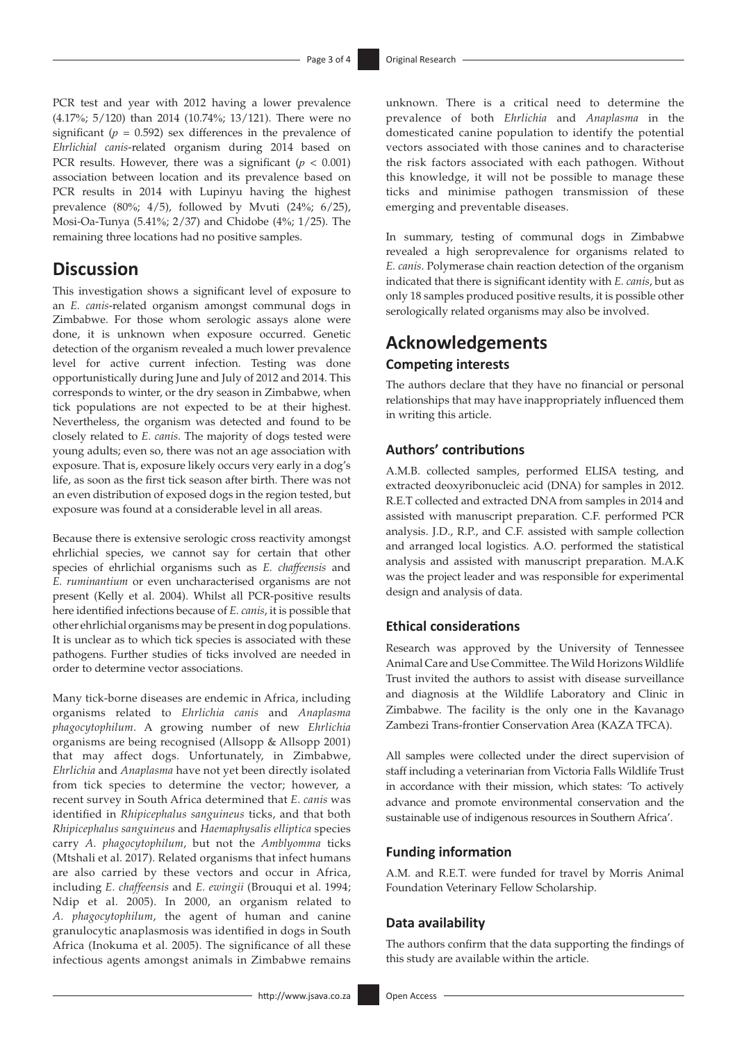PCR test and year with 2012 having a lower prevalence (4.17%; 5/120) than 2014 (10.74%; 13/121). There were no significant ($p$ = 0.592) sex differences in the prevalence of *Ehrlichial canis*-related organism during 2014 based on PCR results. However, there was a significant ($p < 0.001$) association between location and its prevalence based on PCR results in 2014 with Lupinyu having the highest prevalence (80%; 4/5), followed by Mvuti (24%; 6/25), Mosi-Oa-Tunya (5.41%; 2/37) and Chidobe (4%; 1/25). The remaining three locations had no positive samples.

## Discussion

This investigation shows a significant level of exposure to an *E. canis*-related organism amongst communal dogs in Zimbabwe. For those whom serologic assays alone were done, it is unknown when exposure occurred. Genetic detection of the organism revealed a much lower prevalence level for active current infection. Testing was done opportunistically during June and July of 2012 and 2014. This corresponds to winter, or the dry season in Zimbabwe, when tick populations are not expected to be at their highest. Nevertheless, the organism was detected and found to be closely related to *E. canis*. The majority of dogs tested were young adults; even so, there was not an age association with exposure. That is, exposure likely occurs very early in a dog's life, as soon as the first tick season after birth. There was not an even distribution of exposed dogs in the region tested, but exposure was found at a considerable level in all areas.

Because there is extensive serologic cross reactivity amongst ehrlichial species, we cannot say for certain that other species of ehrlichial organisms such as *E. chaffeensis* and *E. ruminantium* or even uncharacterised organisms are not present (Kelly et al. 2004). Whilst all PCR-positive results here identified infections because of *E. canis*, it is possible that other ehrlichial organisms may be present in dog populations. It is unclear as to which tick species is associated with these pathogens. Further studies of ticks involved are needed in order to determine vector associations.

Many tick-borne diseases are endemic in Africa, including organisms related to *Ehrlichia canis* and *Anaplasma phagocytophilum*. A growing number of new *Ehrlichia* organisms are being recognised (Allsopp & Allsopp 2001) that may affect dogs. Unfortunately, in Zimbabwe, *Ehrlichia* and *Anaplasma* have not yet been directly isolated from tick species to determine the vector; however, a recent survey in South Africa determined that *E. canis* was identified in *Rhipicephalus sanguineus* ticks, and that both *Rhipicephalus sanguineus* and *Haemaphysalis elliptica* species carry *A. phagocytophilum*, but not the *Amblyomma* ticks (Mtshali et al. 2017). Related organisms that infect humans are also carried by these vectors and occur in Africa, including *E. chaffeensis* and *E. ewingii* (Brouqui et al. 1994; Ndip et al. 2005). In 2000, an organism related to *A. phagocytophilum*, the agent of human and canine granulocytic anaplasmosis was identified in dogs in South Africa (Inokuma et al. 2005). The significance of all these infectious agents amongst animals in Zimbabwe remains unknown. There is a critical need to determine the prevalence of both *Ehrlichia* and *Anaplasma* in the domesticated canine population to identify the potential vectors associated with those canines and to characterise the risk factors associated with each pathogen. Without this knowledge, it will not be possible to manage these ticks and minimise pathogen transmission of these emerging and preventable diseases.

In summary, testing of communal dogs in Zimbabwe revealed a high seroprevalence for organisms related to *E. canis*. Polymerase chain reaction detection of the organism indicated that there is significant identity with *E. canis*, but as only 18 samples produced positive results, it is possible other serologically related organisms may also be involved.

## Acknowledgements

### Competing interests

The authors declare that they have no financial or personal relationships that may have inappropriately influenced them in writing this article.

### Authors' contributions

A.M.B. collected samples, performed ELISA testing, and extracted deoxyribonucleic acid (DNA) for samples in 2012. R.E.T collected and extracted DNA from samples in 2014 and assisted with manuscript preparation. C.F. performed PCR analysis. J.D., R.P., and C.F. assisted with sample collection and arranged local logistics. A.O. performed the statistical analysis and assisted with manuscript preparation. M.A.K was the project leader and was responsible for experimental design and analysis of data.

### Ethical considerations

Research was approved by the University of Tennessee Animal Care and Use Committee. The Wild Horizons Wildlife Trust invited the authors to assist with disease surveillance and diagnosis at the Wildlife Laboratory and Clinic in Zimbabwe. The facility is the only one in the Kavanago Zambezi Trans-frontier Conservation Area (KAZA TFCA).

All samples were collected under the direct supervision of staff including a veterinarian from Victoria Falls Wildlife Trust in accordance with their mission, which states: 'To actively advance and promote environmental conservation and the sustainable use of indigenous resources in Southern Africa'.

### Funding information

A.M. and R.E.T. were funded for travel by Morris Animal Foundation Veterinary Fellow Scholarship.

### Data availability

The authors confirm that the data supporting the findings of this study are available within the article.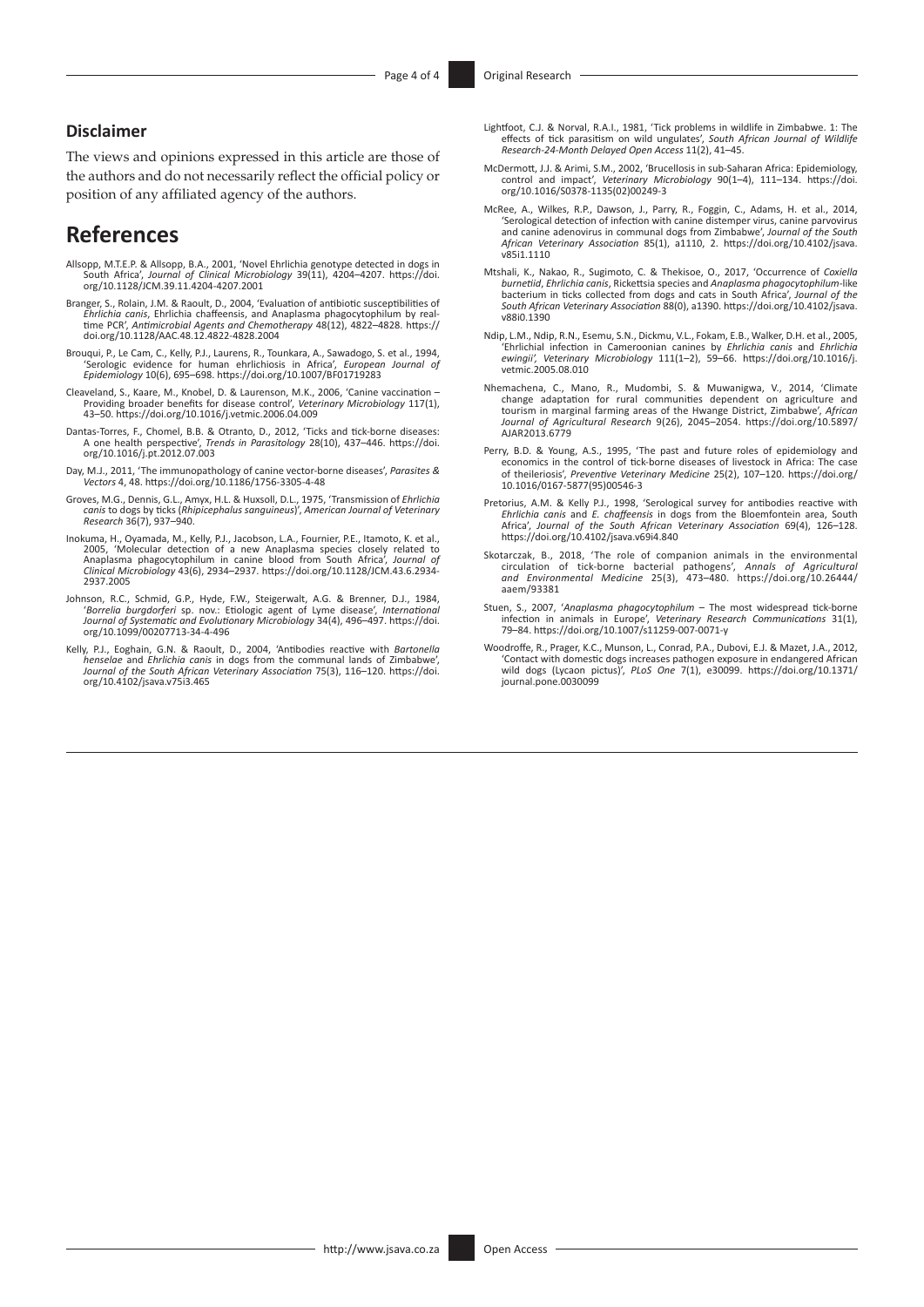## Disclaimer

The views and opinions expressed in this article are those of the authors and do not necessarily reflect the official policy or position of any affiliated agency of the authors.

# References

Allsopp, M.T.E.P. & Allsopp, B.A., 2001, 'Novel Ehrlichia genotype detected in dogs in South Africa', *Journal of Clinical Microbiology* 39(11), 4204–4207. https://doi.org/10.1128/JCM.39.11.4204-4207.2001

Branger, S., Rolain, J.M. & Raoult, D., 2004, 'Evaluation of antibiotic susceptibilities of *Ehrlichia canis*, Ehrlichia chaffeensis, and Anaplasma phagocytophilum by real-time PCR', *Antimicrobial Agents and Chemotherapy* 48(12), 4822–4828. https://doi.org/10.1128/AAC.48.12.4822-4828.2004

Brouqui, P., Le Cam, C., Kelly, P.J., Laurens, R., Tounkara, A., Sawadogo, S. et al., 1994, 'Serologic evidence for human ehrlichiosis in Africa', *European Journal of Epidemiology* 10(6), 695–698. https://doi.org/10.1007/BF01719283

Cleaveland, S., Kaare, M., Knobel, D. & Laurenson, M.K., 2006, 'Canine vaccination – Providing broader benefits for disease control', *Veterinary Microbiology* 117(1), 43–50. https://doi.org/10.1016/j.vetmic.2006.04.009

Dantas-Torres, F., Chomel, B.B. & Otranto, D., 2012, 'Ticks and tick-borne diseases: A one health perspective', *Trends in Parasitology* 28(10), 437–446. https://doi.org/10.1016/j.pt.2012.07.003

Day, M.J., 2011, 'The immunopathology of canine vector-borne diseases', *Parasites & Vectors* 4, 48. https://doi.org/10.1186/1756-3305-4-48

Groves, M.G., Dennis, G.L., Amyx, H.L. & Huxsoll, D.L., 1975, 'Transmission of *Ehrlichia canis* to dogs by ticks (*Rhipicephalus sanguineus*)', *American Journal of Veterinary Research* 36(7), 937–940.

Inokuma, H., Oyamada, M., Kelly, P.J., Jacobson, L.A., Fournier, P.E., Itamoto, K. et al., 2005, 'Molecular detection of a new Anaplasma species closely related to Anaplasma phagocytophilum in canine blood from South Africa', *Journal of Clinical Microbiology* 43(6), 2934–2937. https://doi.org/10.1128/JCM.43.6.2934-2937.2005

Johnson, R.C., Schmid, G.P., Hyde, F.W., Steigerwalt, A.G. & Brenner, D.J., 1984, '*Borrelia burgdorferi* sp. nov.: Etiologic agent of Lyme disease', *International Journal of Systematic and Evolutionary Microbiology* 34(4), 496–497. https://doi.org/10.1099/00207713-34-4-496

Kelly, P.J., Eoghain, G.N. & Raoult, D., 2004, 'Antibodies reactive with *Bartonella henselae* and *Ehrlichia canis* in dogs from the communal lands of Zimbabwe', *Journal of the South African Veterinary Association* 75(3), 116–120. https://doi.org/10.4102/jsava.v75i3.465

Lightfoot, C.J. & Norval, R.A.I., 1981, 'Tick problems in wildlife in Zimbabwe. 1: The effects of tick parasitism on wild ungulates', *South African Journal of Wildlife Research-24-Month Delayed Open Access* 11(2), 41–45.

McDermott, J.J. & Arimi, S.M., 2002, 'Brucellosis in sub-Saharan Africa: Epidemiology, control and impact', *Veterinary Microbiology* 90(1–4), 111–134. https://doi.org/10.1016/S0378-1135(02)00249-3

McRee, A., Wilkes, R.P., Dawson, J., Parry, R., Foggin, C., Adams, H. et al., 2014, 'Serological detection of infection with canine distemper virus, canine parvovirus and canine adenovirus in communal dogs from Zimbabwe', *Journal of the South African Veterinary Association* 85(1), a1110, 2. https://doi.org/10.4102/jsava.v85i1.1110

Mtshali, K., Nakao, R., Sugimoto, C. & Thekisoe, O., 2017, 'Occurrence of *Coxiella burnetiid*, *Ehrlichia canis*, Rickettsia species and *Anaplasma phagocytophilum*-like bacterium in ticks collected from dogs and cats in South Africa', *Journal of the South African Veterinary Association* 88(0), a1390. https://doi.org/10.4102/jsava.v88i0.1390

Ndip, L.M., Ndip, R.N., Esemu, S.N., Dickmu, V.L., Fokam, E.B., Walker, D.H. et al., 2005, 'Ehrlichial infection in Cameroonian canines by *Ehrlichia canis* and *Ehrlichia ewingii*', *Veterinary Microbiology* 111(1–2), 59–66. https://doi.org/10.1016/j.vetmic.2005.08.010

Nhemachena, C., Mano, R., Mudombi, S. & Muwanigwa, V., 2014, 'Climate change adaptation for rural communities dependent on agriculture and tourism in marginal farming areas of the Hwange District, Zimbabwe', *African Journal of Agricultural Research* 9(26), 2045–2054. https://doi.org/10.5897/AJAR2013.6779

Perry, B.D. & Young, A.S., 1995, 'The past and future roles of epidemiology and economics in the control of tick-borne diseases of livestock in Africa: The case of theileriosis', *Preventive Veterinary Medicine* 25(2), 107–120. https://doi.org/10.1016/0167-5877(95)00546-3

Pretorius, A.M. & Kelly P.J., 1998, 'Serological survey for antibodies reactive with *Ehrlichia canis* and *E. chaffeensis* in dogs from the Bloemfontein area, South Africa', *Journal of the South African Veterinary Association* 69(4), 126–128. https://doi.org/10.4102/jsava.v69i4.840

Skotarczak, B., 2018, 'The role of companion animals in the environmental circulation of tick-borne bacterial pathogens', *Annals of Agricultural and Environmental Medicine* 25(3), 473–480. https://doi.org/10.26444/aaem/93381

Stuen, S., 2007, '*Anaplasma phagocytophilum* – The most widespread tick-borne infection in animals in Europe', *Veterinary Research Communications* 31(1), 79–84. https://doi.org/10.1007/s11259-007-0071-y

Woodroffe, R., Prager, K.C., Munson, L., Conrad, P.A., Dubovi, E.J. & Mazet, J.A., 2012, 'Contact with domestic dogs increases pathogen exposure in endangered African wild dogs (Lycaon pictus)', *PLoS One* 7(1), e30099. https://doi.org/10.1371/journal.pone.0030099